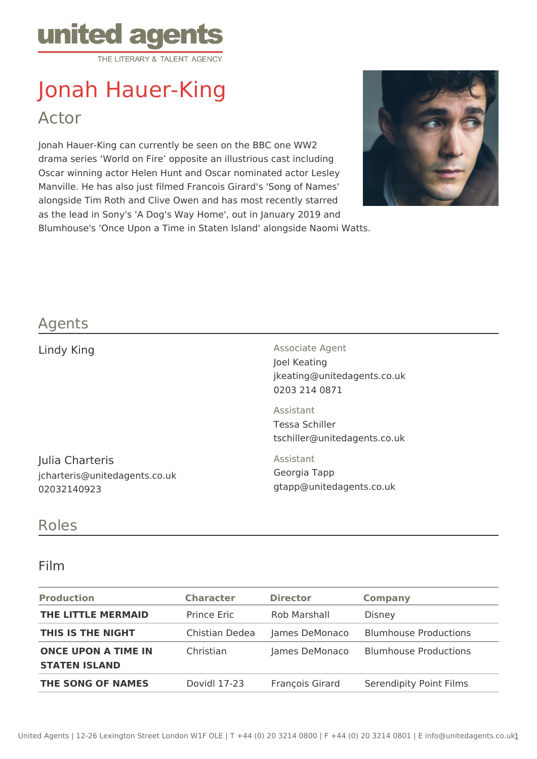united agents
THE LITERARY & TALENT AGENCY

# Jonah Hauer-King

## Actor

Jonah Hauer-King can currently be seen on the BBC one WW2 drama series 'World on Fire' opposite an illustrious cast including Oscar winning actor Helen Hunt and Oscar nominated actor Lesley Manville. He has also just filmed Francois Girard's 'Song of Names' alongside Tim Roth and Clive Owen and has most recently starred as the lead in Sony's 'A Dog's Way Home', out in January 2019 and Blumhouse's 'Once Upon a Time in Staten Island' alongside Naomi Watts.

## Agents

Lindy King

Associate Agent
Joel Keating
jkeating@unitedagents.co.uk
0203 214 0871

Assistant
Tessa Schiller
tschiller@unitedagents.co.uk

Julia Charteris
jcharteris@unitedagents.co.uk
02032140923

Assistant
Georgia Tapp
gtapp@unitedagents.co.uk

## Roles

### Film

| Production | Character | Director | Company |
|---|---|---|---|
| **THE LITTLE MERMAID** | Prince Eric | Rob Marshall | Disney |
| **THIS IS THE NIGHT** | Chistian Dedea | James DeMonaco | Blumhouse Productions |
| **ONCE UPON A TIME IN STATEN ISLAND** | Christian | James DeMonaco | Blumhouse Productions |
| **THE SONG OF NAMES** | Dovidl 17-23 | François Girard | Serendipity Point Films |

United Agents | 12-26 Lexington Street London W1F OLE | T +44 (0) 20 3214 0800 | F +44 (0) 20 3214 0801 | E info@unitedagents.co.uk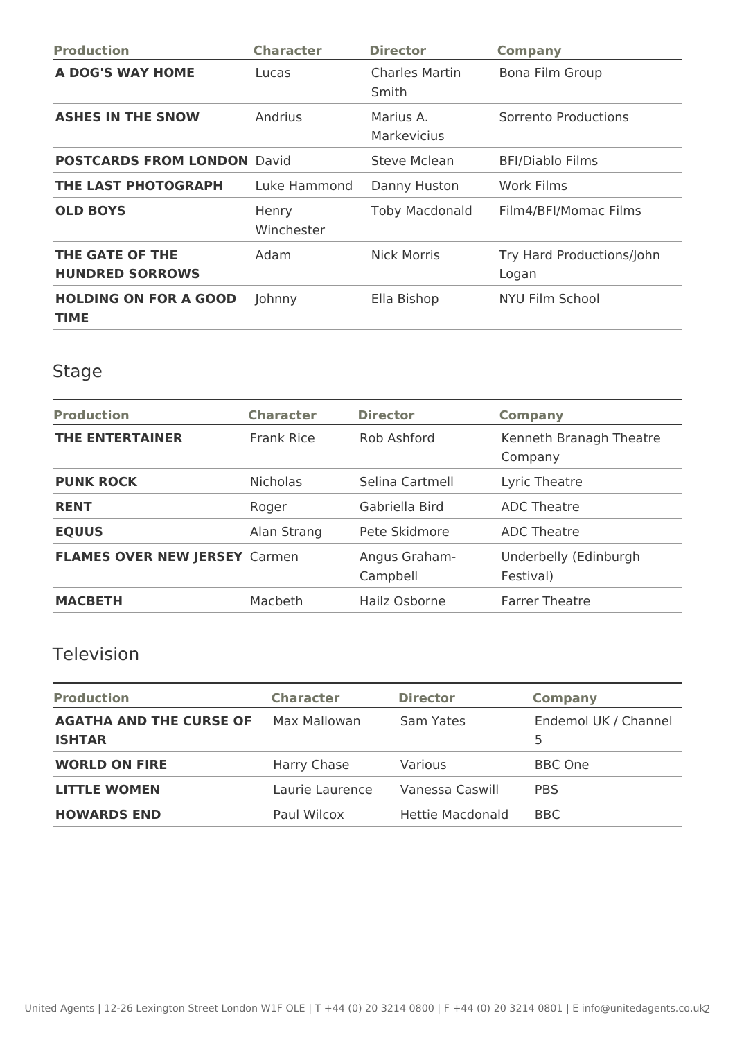| Production | Character | Director | Company |
|---|---|---|---|
| **A DOG'S WAY HOME** | Lucas | Charles Martin Smith | Bona Film Group |
| **ASHES IN THE SNOW** | Andrius | Marius A. Markevicius | Sorrento Productions |
| **POSTCARDS FROM LONDON** | David | Steve Mclean | BFI/Diablo Films |
| **THE LAST PHOTOGRAPH** | Luke Hammond | Danny Huston | Work Films |
| **OLD BOYS** | Henry Winchester | Toby Macdonald | Film4/BFI/Momac Films |
| **THE GATE OF THE HUNDRED SORROWS** | Adam | Nick Morris | Try Hard Productions/John Logan |
| **HOLDING ON FOR A GOOD TIME** | Johnny | Ella Bishop | NYU Film School |

## Stage

| Production | Character | Director | Company |
|---|---|---|---|
| **THE ENTERTAINER** | Frank Rice | Rob Ashford | Kenneth Branagh Theatre Company |
| **PUNK ROCK** | Nicholas | Selina Cartmell | Lyric Theatre |
| **RENT** | Roger | Gabriella Bird | ADC Theatre |
| **EQUUS** | Alan Strang | Pete Skidmore | ADC Theatre |
| **FLAMES OVER NEW JERSEY** | Carmen | Angus Graham-Campbell | Underbelly (Edinburgh Festival) |
| **MACBETH** | Macbeth | Hailz Osborne | Farrer Theatre |

## Television

| Production | Character | Director | Company |
|---|---|---|---|
| **AGATHA AND THE CURSE OF ISHTAR** | Max Mallowan | Sam Yates | Endemol UK / Channel 5 |
| **WORLD ON FIRE** | Harry Chase | Various | BBC One |
| **LITTLE WOMEN** | Laurie Laurence | Vanessa Caswill | PBS |
| **HOWARDS END** | Paul Wilcox | Hettie Macdonald | BBC |